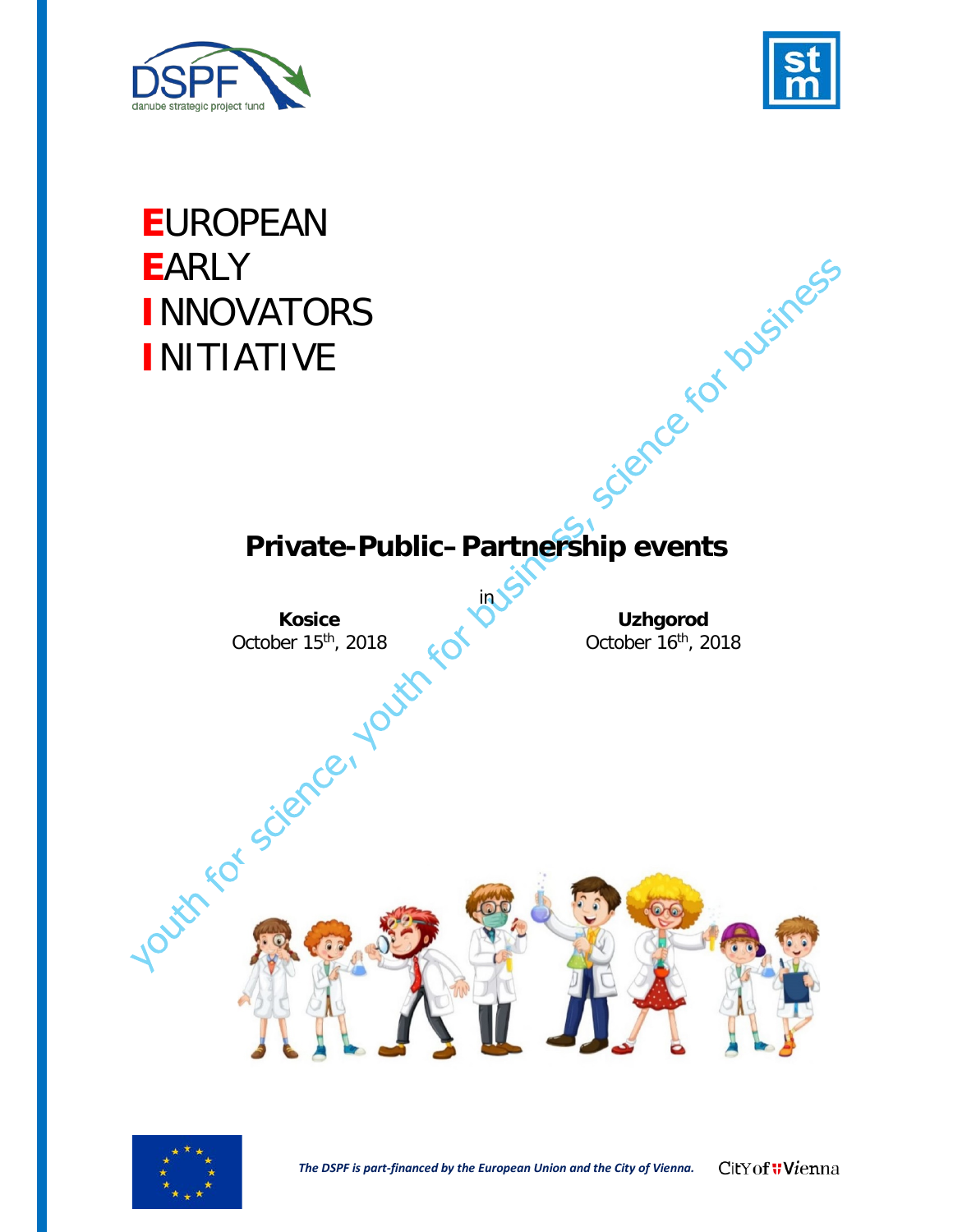# EUROPEAN EARLY INNOVATORS INITIATIVE

youth for science, youth for business, science for business

## Private-Public–Partnership events

in

**Kosice**
October 15th, 2018

**Uzhgorod**
October 16th, 2018

*The DSPF is part-financed by the European Union and the City of Vienna.*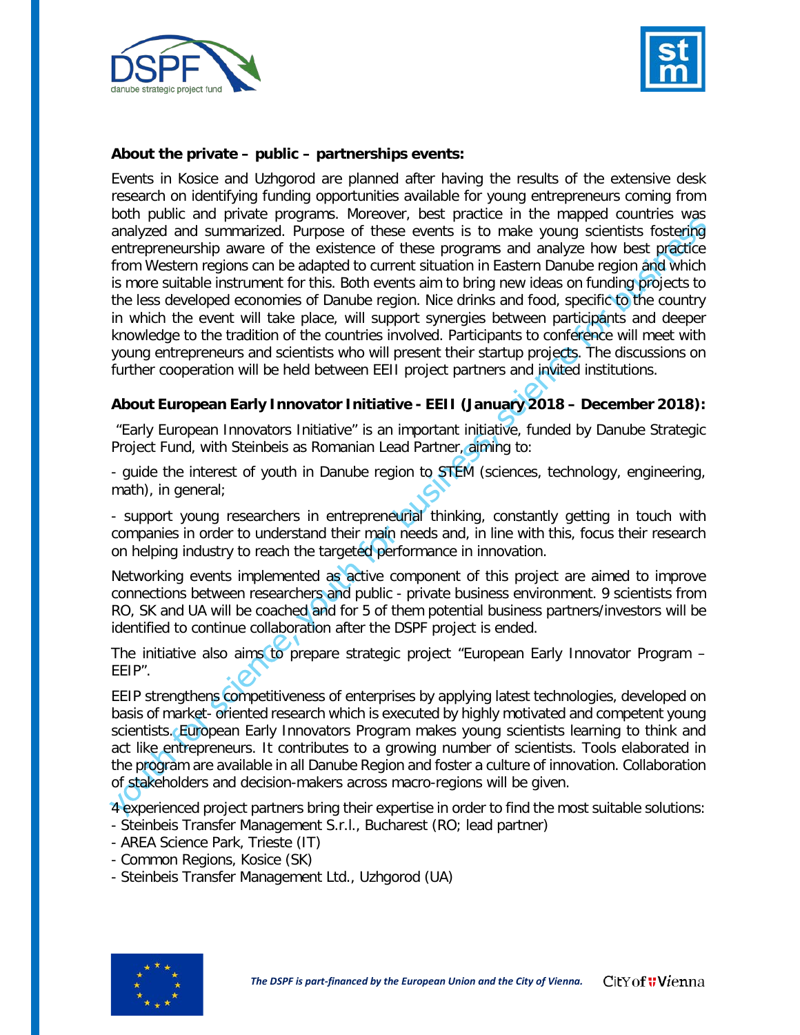**About the private – public – partnerships events:**

Events in Kosice and Uzhgorod are planned after having the results of the extensive desk research on identifying funding opportunities available for young entrepreneurs coming from both public and private programs. Moreover, best practice in the mapped countries was analyzed and summarized. Purpose of these events is to make young scientists fostering entrepreneurship aware of the existence of these programs and analyze how best practice from Western regions can be adapted to current situation in Eastern Danube region and which is more suitable instrument for this. Both events aim to bring new ideas on funding projects to the less developed economies of Danube region. Nice drinks and food, specific to the country in which the event will take place, will support synergies between participants and deeper knowledge to the tradition of the countries involved. Participants to conference will meet with young entrepreneurs and scientists who will present their startup projects. The discussions on further cooperation will be held between EEII project partners and invited institutions.

**About European Early Innovator Initiative - EEII (January 2018 – December 2018):**

"Early European Innovators Initiative" is an important initiative, funded by Danube Strategic Project Fund, with Steinbeis as Romanian Lead Partner, aiming to:

- guide the interest of youth in Danube region to STEM (sciences, technology, engineering, math), in general;

- support young researchers in entrepreneurial thinking, constantly getting in touch with companies in order to understand their main needs and, in line with this, focus their research on helping industry to reach the targeted performance in innovation.

Networking events implemented as active component of this project are aimed to improve connections between researchers and public - private business environment. 9 scientists from RO, SK and UA will be coached and for 5 of them potential business partners/investors will be identified to continue collaboration after the DSPF project is ended.

The initiative also aims to prepare strategic project "European Early Innovator Program – EEIP".

EEIP strengthens competitiveness of enterprises by applying latest technologies, developed on basis of market- oriented research which is executed by highly motivated and competent young scientists. European Early Innovators Program makes young scientists learning to think and act like entrepreneurs. It contributes to a growing number of scientists. Tools elaborated in the program are available in all Danube Region and foster a culture of innovation. Collaboration of stakeholders and decision-makers across macro-regions will be given.

4 experienced project partners bring their expertise in order to find the most suitable solutions:
- Steinbeis Transfer Management S.r.l., Bucharest (RO; lead partner)
- AREA Science Park, Trieste (IT)
- Common Regions, Kosice (SK)
- Steinbeis Transfer Management Ltd., Uzhgorod (UA)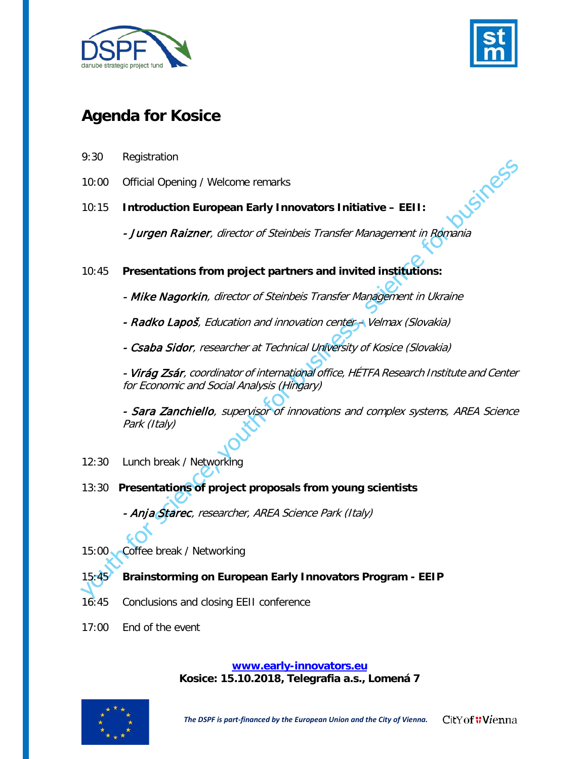# Agenda for Kosice

9:30 Registration

10:00 Official Opening / Welcome remarks

10:15 **Introduction European Early Innovators Initiative – EEII:**

- *Jurgen Raizner, director of Steinbeis Transfer Management in Romania*

10:45 **Presentations from project partners and invited institutions:**

- *Mike Nagorkin, director of Steinbeis Transfer Management in Ukraine*

- *Radko Lapoš, Education and innovation center – Velmax (Slovakia)*

- *Csaba Sidor, researcher at Technical University of Kosice (Slovakia)*

- *Virág Zsár, coordinator of international office, HÉTFA Research Institute and Center for Economic and Social Analysis (Hingary)*

- *Sara Zanchiello, supervisor of innovations and complex systems, AREA Science Park (Italy)*

12:30 Lunch break / Networking

13:30 **Presentations of project proposals from young scientists**

- *Anja Starec, researcher, AREA Science Park (Italy)*

15:00 Coffee break / Networking

15:45 **Brainstorming on European Early Innovators Program - EEIP**

16:45 Conclusions and closing EEII conference

17:00 End of the event

youth for science, youth for business, science for business

**www.early-innovators.eu**
**Kosice: 15.10.2018, Telegrafia a.s., Lomená 7**

*The DSPF is part-financed by the European Union and the City of Vienna.*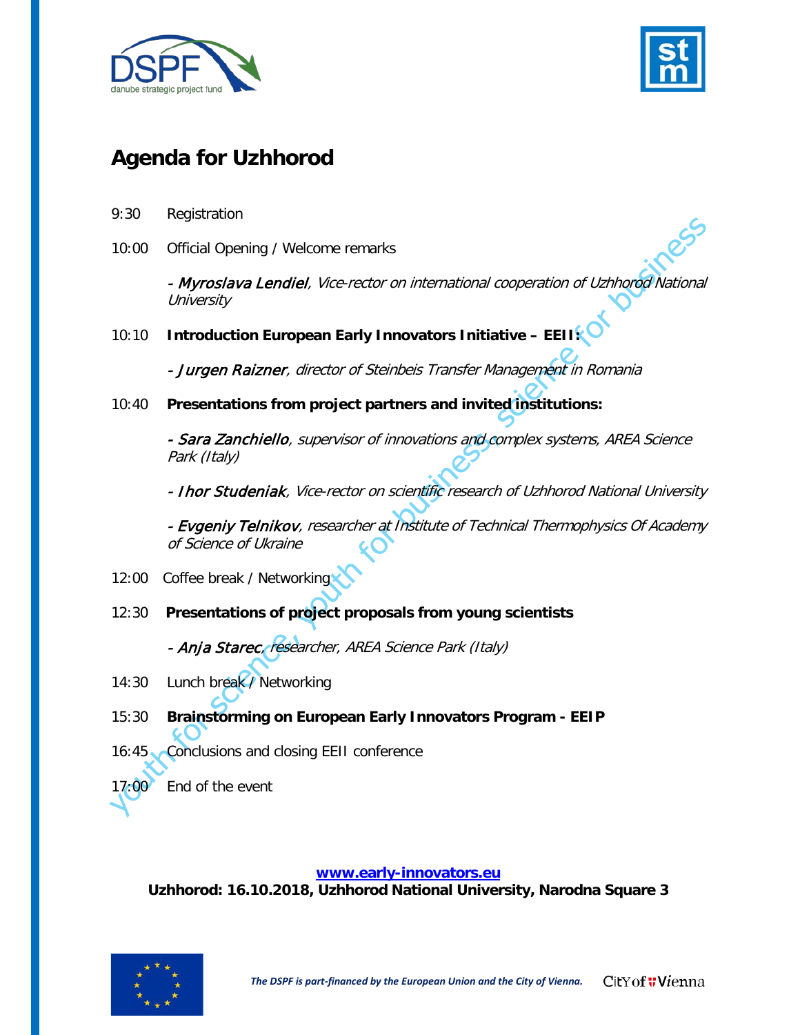# Agenda for Uzhhorod

9:30 Registration

10:00 Official Opening / Welcome remarks

*- **Myroslava Lendiel**, Vice-rector on international cooperation of Uzhhorod National University*

10:10 **Introduction European Early Innovators Initiative – EEII:**

*- **Jurgen Raizner**, director of Steinbeis Transfer Management in Romania*

10:40 **Presentations from project partners and invited institutions:**

*- **Sara Zanchiello**, supervisor of innovations and complex systems, AREA Science Park (Italy)*

*- **Ihor Studeniak**, Vice-rector on scientific research of Uzhhorod National University*

*- **Evgeniy Telnikov**, researcher at Institute of Technical Thermophysics Of Academy of Science of Ukraine*

12:00 Coffee break / Networking

12:30 **Presentations of project proposals from young scientists**

*- **Anja Starec**, researcher, AREA Science Park (Italy)*

14:30 Lunch break / Networking

15:30 **Brainstorming on European Early Innovators Program - EEIP**

16:45 Conclusions and closing EEII conference

17:00 End of the event

youth for science, youth for business, science for business

**www.early-innovators.eu**

**Uzhhorod: 16.10.2018, Uzhhorod National University, Narodna Square 3**

*The DSPF is part-financed by the European Union and the City of Vienna.*